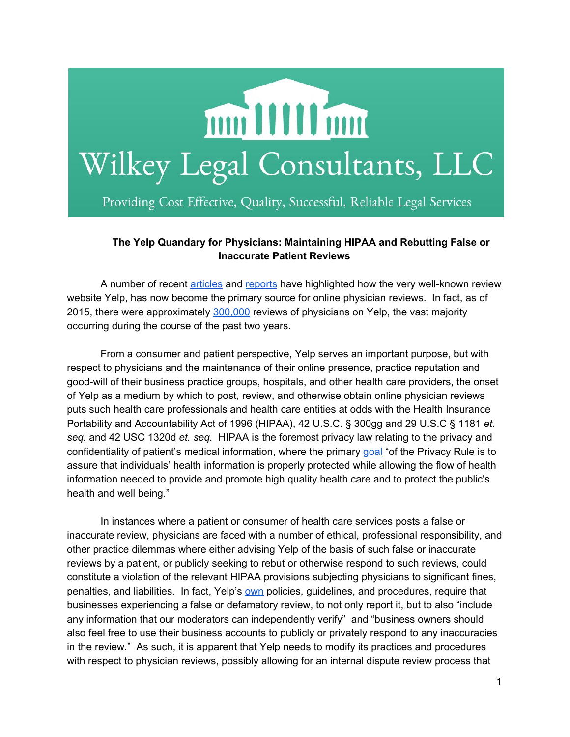# Wilkey Legal Consultants, LLC

Providing Cost Effective, Quality, Successful, Reliable Legal Services

**The Yelp Quandary for Physicians: Maintaining HIPAA and Rebutting False or Inaccurate Patient Reviews**

A number of recent articles and reports have highlighted how the very well-known review website Yelp, has now become the primary source for online physician reviews. In fact, as of 2015, there were approximately 300,000 reviews of physicians on Yelp, the vast majority occurring during the course of the past two years.

From a consumer and patient perspective, Yelp serves an important purpose, but with respect to physicians and the maintenance of their online presence, practice reputation and good-will of their business practice groups, hospitals, and other health care providers, the onset of Yelp as a medium by which to post, review, and otherwise obtain online physician reviews puts such health care professionals and health care entities at odds with the Health Insurance Portability and Accountability Act of 1996 (HIPAA), 42 U.S.C. § 300gg and 29 U.S.C § 1181 *et. seq.* and 42 USC 1320d *et. seq.* HIPAA is the foremost privacy law relating to the privacy and confidentiality of patient's medical information, where the primary goal "of the Privacy Rule is to assure that individuals' health information is properly protected while allowing the flow of health information needed to provide and promote high quality health care and to protect the public's health and well being."

In instances where a patient or consumer of health care services posts a false or inaccurate review, physicians are faced with a number of ethical, professional responsibility, and other practice dilemmas where either advising Yelp of the basis of such false or inaccurate reviews by a patient, or publicly seeking to rebut or otherwise respond to such reviews, could constitute a violation of the relevant HIPAA provisions subjecting physicians to significant fines, penalties, and liabilities. In fact, Yelp's own policies, guidelines, and procedures, require that businesses experiencing a false or defamatory review, to not only report it, but to also "include any information that our moderators can independently verify" and "business owners should also feel free to use their business accounts to publicly or privately respond to any inaccuracies in the review." As such, it is apparent that Yelp needs to modify its practices and procedures with respect to physician reviews, possibly allowing for an internal dispute review process that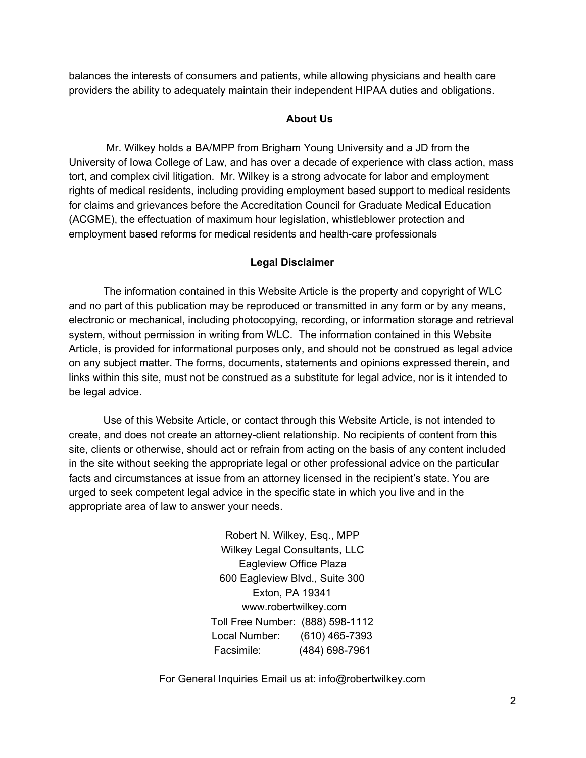balances the interests of consumers and patients, while allowing physicians and health care providers the ability to adequately maintain their independent HIPAA duties and obligations.

## About Us

Mr. Wilkey holds a BA/MPP from Brigham Young University and a JD from the University of Iowa College of Law, and has over a decade of experience with class action, mass tort, and complex civil litigation. Mr. Wilkey is a strong advocate for labor and employment rights of medical residents, including providing employment based support to medical residents for claims and grievances before the Accreditation Council for Graduate Medical Education (ACGME), the effectuation of maximum hour legislation, whistleblower protection and employment based reforms for medical residents and health-care professionals

## Legal Disclaimer

The information contained in this Website Article is the property and copyright of WLC and no part of this publication may be reproduced or transmitted in any form or by any means, electronic or mechanical, including photocopying, recording, or information storage and retrieval system, without permission in writing from WLC. The information contained in this Website Article, is provided for informational purposes only, and should not be construed as legal advice on any subject matter. The forms, documents, statements and opinions expressed therein, and links within this site, must not be construed as a substitute for legal advice, nor is it intended to be legal advice.

Use of this Website Article, or contact through this Website Article, is not intended to create, and does not create an attorney-client relationship. No recipients of content from this site, clients or otherwise, should act or refrain from acting on the basis of any content included in the site without seeking the appropriate legal or other professional advice on the particular facts and circumstances at issue from an attorney licensed in the recipient's state. You are urged to seek competent legal advice in the specific state in which you live and in the appropriate area of law to answer your needs.

Robert N. Wilkey, Esq., MPP
Wilkey Legal Consultants, LLC
Eagleview Office Plaza
600 Eagleview Blvd., Suite 300
Exton, PA 19341
www.robertwilkey.com
Toll Free Number: (888) 598-1112
Local Number: (610) 465-7393
Facsimile: (484) 698-7961

For General Inquiries Email us at: info@robertwilkey.com